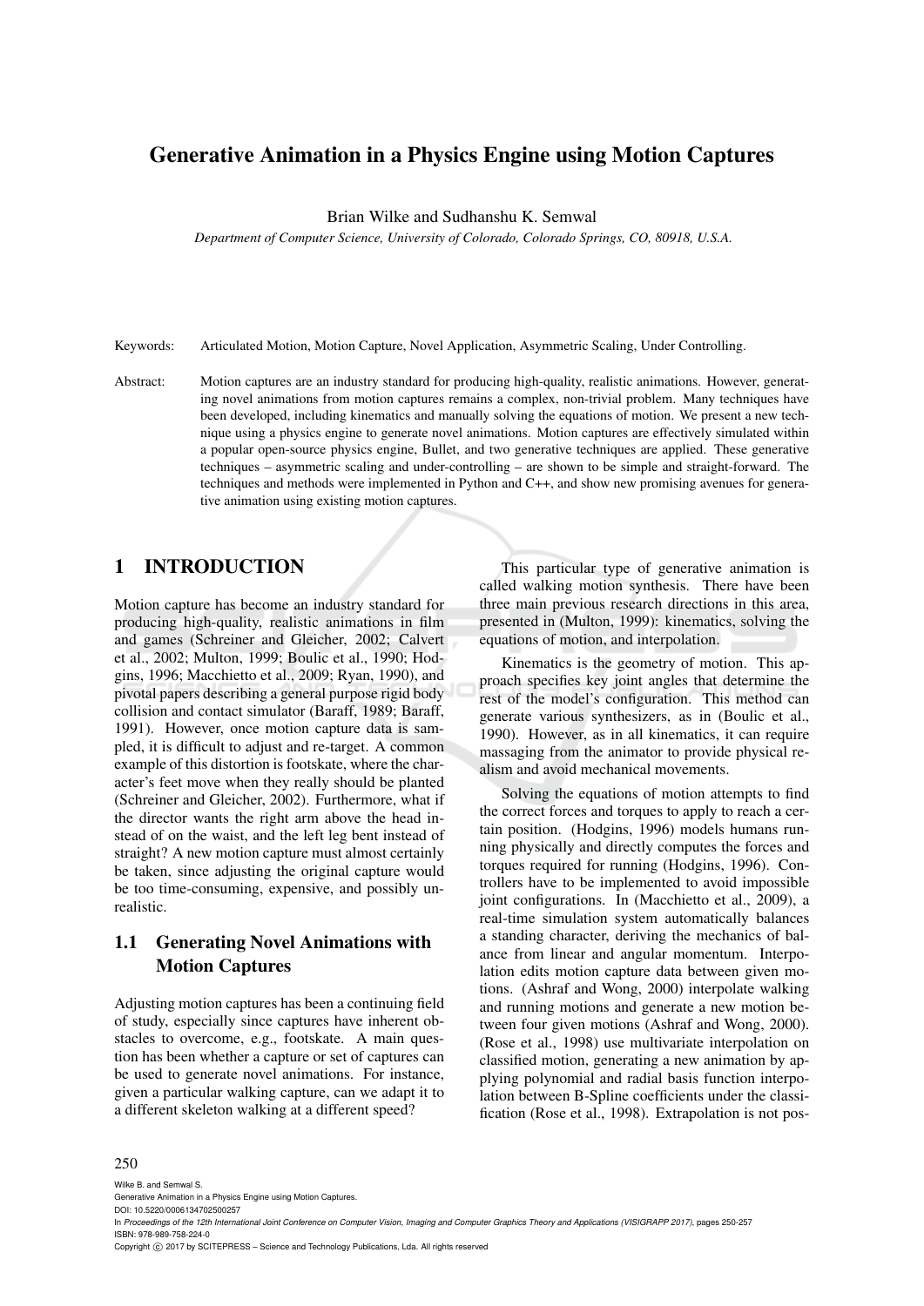# Generative Animation in a Physics Engine using Motion Captures

Brian Wilke and Sudhanshu K. Semwal

*Department of Computer Science, University of Colorado, Colorado Springs, CO, 80918, U.S.A.*

Keywords: Articulated Motion, Motion Capture, Novel Application, Asymmetric Scaling, Under Controlling.

Abstract: Motion captures are an industry standard for producing high-quality, realistic animations. However, generating novel animations from motion captures remains a complex, non-trivial problem. Many techniques have been developed, including kinematics and manually solving the equations of motion. We present a new technique using a physics engine to generate novel animations. Motion captures are effectively simulated within a popular open-source physics engine, Bullet, and two generative techniques are applied. These generative techniques – asymmetric scaling and under-controlling – are shown to be simple and straight-forward. The techniques and methods were implemented in Python and C++, and show new promising avenues for generative animation using existing motion captures.

## 1 INTRODUCTION

Motion capture has become an industry standard for producing high-quality, realistic animations in film and games (Schreiner and Gleicher, 2002; Calvert et al., 2002; Multon, 1999; Boulic et al., 1990; Hodgins, 1996; Macchietto et al., 2009; Ryan, 1990), and pivotal papers describing a general purpose rigid body collision and contact simulator (Baraff, 1989; Baraff, 1991). However, once motion capture data is sampled, it is difficult to adjust and re-target. A common example of this distortion is footskate, where the character's feet move when they really should be planted (Schreiner and Gleicher, 2002). Furthermore, what if the director wants the right arm above the head instead of on the waist, and the left leg bent instead of straight? A new motion capture must almost certainly be taken, since adjusting the original capture would be too time-consuming, expensive, and possibly unrealistic.

### 1.1 Generating Novel Animations with Motion Captures

Adjusting motion captures has been a continuing field of study, especially since captures have inherent obstacles to overcome, e.g., footskate. A main question has been whether a capture or set of captures can be used to generate novel animations. For instance, given a particular walking capture, can we adapt it to a different skeleton walking at a different speed?

This particular type of generative animation is called walking motion synthesis. There have been three main previous research directions in this area, presented in (Multon, 1999): kinematics, solving the equations of motion, and interpolation.

Kinematics is the geometry of motion. This approach specifies key joint angles that determine the rest of the model's configuration. This method can generate various synthesizers, as in (Boulic et al., 1990). However, as in all kinematics, it can require massaging from the animator to provide physical realism and avoid mechanical movements.

Solving the equations of motion attempts to find the correct forces and torques to apply to reach a certain position. (Hodgins, 1996) models humans running physically and directly computes the forces and torques required for running (Hodgins, 1996). Controllers have to be implemented to avoid impossible joint configurations. In (Macchietto et al., 2009), a real-time simulation system automatically balances a standing character, deriving the mechanics of balance from linear and angular momentum. Interpolation edits motion capture data between given motions. (Ashraf and Wong, 2000) interpolate walking and running motions and generate a new motion between four given motions (Ashraf and Wong, 2000). (Rose et al., 1998) use multivariate interpolation on classified motion, generating a new animation by applying polynomial and radial basis function interpolation between B-Spline coefficients under the classification (Rose et al., 1998). Extrapolation is not pos-

Wilke B. and Semwal S.
Generative Animation in a Physics Engine using Motion Captures.
DOI: 10.5220/0006134702500257
In *Proceedings of the 12th International Joint Conference on Computer Vision, Imaging and Computer Graphics Theory and Applications (VISIGRAPP 2017)*, pages 250-257
ISBN: 978-989-758-224-0
Copyright © 2017 by SCITEPRESS – Science and Technology Publications, Lda. All rights reserved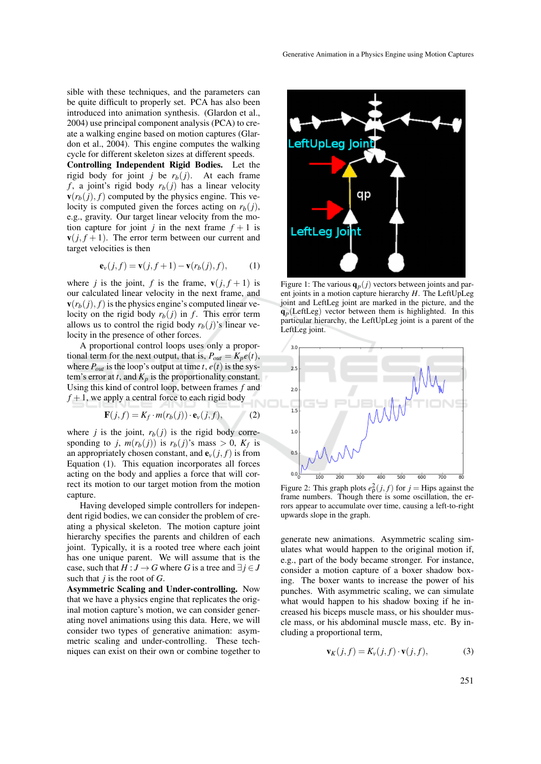sible with these techniques, and the parameters can be quite difficult to properly set. PCA has also been introduced into animation synthesis. (Glardon et al., 2004) use principal component analysis (PCA) to create a walking engine based on motion captures (Glardon et al., 2004). This engine computes the walking cycle for different skeleton sizes at different speeds.

**Controlling Independent Rigid Bodies.** Let the rigid body for joint $j$ be $r_b(j)$. At each frame $f$, a joint's rigid body $r_b(j)$ has a linear velocity $\mathbf{v}(r_b(j), f)$ computed by the physics engine. This velocity is computed given the forces acting on $r_b(j)$, e.g., gravity. Our target linear velocity from the motion capture for joint $j$ in the next frame $f+1$ is $\mathbf{v}(j, f+1)$. The error term between our current and target velocities is then

$$\mathbf{e}_v(j, f) = \mathbf{v}(j, f+1) - \mathbf{v}(r_b(j), f), \tag{1}$$

where $j$ is the joint, $f$ is the frame, $\mathbf{v}(j, f+1)$ is our calculated linear velocity in the next frame, and $\mathbf{v}(r_b(j), f)$ is the physics engine's computed linear velocity on the rigid body $r_b(j)$ in $f$. This error term allows us to control the rigid body $r_b(j)$'s linear velocity in the presence of other forces.

A proportional control loops uses only a proportional term for the next output, that is, $P_{out} = K_p e(t)$, where $P_{out}$ is the loop's output at time $t$, $e(t)$ is the system's error at $t$, and $K_p$ is the proportionality constant. Using this kind of control loop, between frames $f$ and $f+1$, we apply a central force to each rigid body

$$\mathbf{F}(j, f) = K_f \cdot m(r_b(j)) \cdot \mathbf{e}_v(j, f), \tag{2}$$

where $j$ is the joint, $r_b(j)$ is the rigid body corresponding to $j$, $m(r_b(j))$ is $r_b(j)$'s mass $> 0$, $K_f$ is an appropriately chosen constant, and $\mathbf{e}_v(j, f)$ is from Equation (1). This equation incorporates all forces acting on the body and applies a force that will correct its motion to our target motion from the motion capture.

Having developed simple controllers for independent rigid bodies, we can consider the problem of creating a physical skeleton. The motion capture joint hierarchy specifies the parents and children of each joint. Typically, it is a rooted tree where each joint has one unique parent. We will assume that is the case, such that $H : J \rightarrow G$ where $G$ is a tree and $\exists j \in J$ such that $j$ is the root of $G$.

**Asymmetric Scaling and Under-controlling.** Now that we have a physics engine that replicates the original motion capture's motion, we can consider generating novel animations using this data. Here, we will consider two types of generative animation: asymmetric scaling and under-controlling. These techniques can exist on their own or combine together to generate new animations. Asymmetric scaling simulates what would happen to the original motion if, e.g., part of the body became stronger. For instance, consider a motion capture of a boxer shadow boxing. The boxer wants to increase the power of his punches. With asymmetric scaling, we can simulate what would happen to his shadow boxing if he increased his biceps muscle mass, or his shoulder muscle mass, or his abdominal muscle mass, etc. By including a proportional term,

$$\mathbf{v}_K(j, f) = K_v(j, f) \cdot \mathbf{v}(j, f), \tag{3}$$

Figure 1: The various $\mathbf{q}_p(j)$ vectors between joints and parent joints in a motion capture hierarchy $H$. The LeftUpLeg joint and LeftLeg joint are marked in the picture, and the $\mathbf{q}_p(\text{LeftLeg})$ vector between them is highlighted. In this particular hierarchy, the LeftUpLeg joint is a parent of the LeftLeg joint.

Figure 2: This graph plots $e_\beta^2(j, f)$ for $j =$ Hips against the frame numbers. Though there is some oscillation, the errors appear to accumulate over time, causing a left-to-right upwards slope in the graph.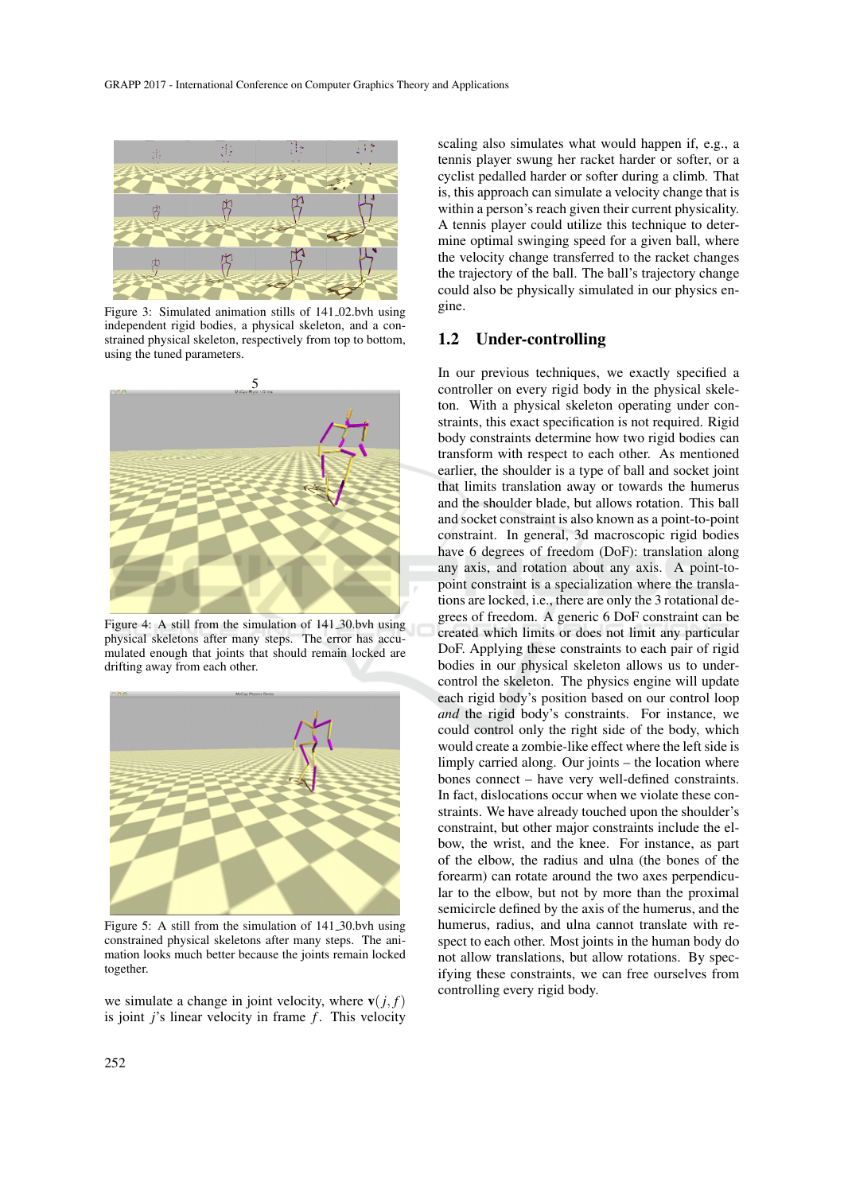Figure 3: Simulated animation stills of 141_02.bvh using independent rigid bodies, a physical skeleton, and a constrained physical skeleton, respectively from top to bottom, using the tuned parameters.

Figure 4: A still from the simulation of 141_30.bvh using physical skeletons after many steps. The error has accumulated enough that joints that should remain locked are drifting away from each other.

Figure 5: A still from the simulation of 141_30.bvh using constrained physical skeletons after many steps. The animation looks much better because the joints remain locked together.

we simulate a change in joint velocity, where $\mathbf{v}(j, f)$ is joint $j$'s linear velocity in frame $f$. This velocity scaling also simulates what would happen if, e.g., a tennis player swung her racket harder or softer, or a cyclist pedalled harder or softer during a climb. That is, this approach can simulate a velocity change that is within a person's reach given their current physicality. A tennis player could utilize this technique to determine optimal swinging speed for a given ball, where the velocity change transferred to the racket changes the trajectory of the ball. The ball's trajectory change could also be physically simulated in our physics engine.

## 1.2 Under-controlling

In our previous techniques, we exactly specified a controller on every rigid body in the physical skeleton. With a physical skeleton operating under constraints, this exact specification is not required. Rigid body constraints determine how two rigid bodies can transform with respect to each other. As mentioned earlier, the shoulder is a type of ball and socket joint that limits translation away or towards the humerus and the shoulder blade, but allows rotation. This ball and socket constraint is also known as a point-to-point constraint. In general, 3d macroscopic rigid bodies have 6 degrees of freedom (DoF): translation along any axis, and rotation about any axis. A point-to-point constraint is a specialization where the translations are locked, i.e., there are only the 3 rotational degrees of freedom. A generic 6 DoF constraint can be created which limits or does not limit any particular DoF. Applying these constraints to each pair of rigid bodies in our physical skeleton allows us to under-control the skeleton. The physics engine will update each rigid body's position based on our control loop *and* the rigid body's constraints. For instance, we could control only the right side of the body, which would create a zombie-like effect where the left side is limply carried along. Our joints – the location where bones connect – have very well-defined constraints. In fact, dislocations occur when we violate these constraints. We have already touched upon the shoulder's constraint, but other major constraints include the elbow, the wrist, and the knee. For instance, as part of the elbow, the radius and ulna (the bones of the forearm) can rotate around the two axes perpendicular to the elbow, but not by more than the proximal semicircle defined by the axis of the humerus, and the humerus, radius, and ulna cannot translate with respect to each other. Most joints in the human body do not allow translations, but allow rotations. By specifying these constraints, we can free ourselves from controlling every rigid body.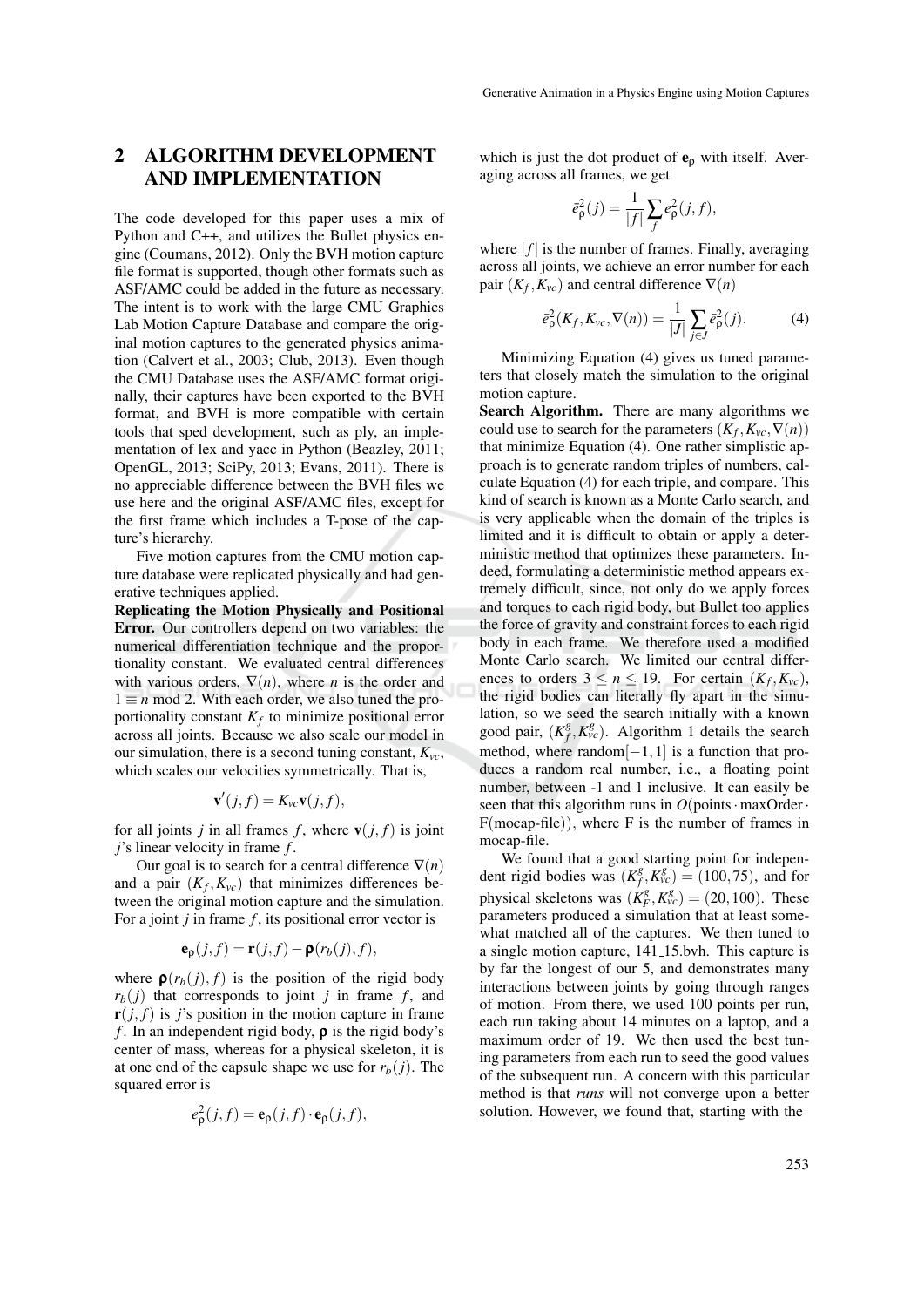## 2 ALGORITHM DEVELOPMENT AND IMPLEMENTATION

The code developed for this paper uses a mix of Python and C++, and utilizes the Bullet physics engine (Coumans, 2012). Only the BVH motion capture file format is supported, though other formats such as ASF/AMC could be added in the future as necessary. The intent is to work with the large CMU Graphics Lab Motion Capture Database and compare the original motion captures to the generated physics animation (Calvert et al., 2003; Club, 2013). Even though the CMU Database uses the ASF/AMC format originally, their captures have been exported to the BVH format, and BVH is more compatible with certain tools that sped development, such as ply, an implementation of lex and yacc in Python (Beazley, 2011; OpenGL, 2013; SciPy, 2013; Evans, 2011). There is no appreciable difference between the BVH files we use here and the original ASF/AMC files, except for the first frame which includes a T-pose of the capture's hierarchy.

Five motion captures from the CMU motion capture database were replicated physically and had generative techniques applied.

**Replicating the Motion Physically and Positional Error.** Our controllers depend on two variables: the numerical differentiation technique and the proportionality constant. We evaluated central differences with various orders, $\nabla(n)$, where $n$ is the order and $1 \equiv n \bmod 2$. With each order, we also tuned the proportionality constant $K_f$ to minimize positional error across all joints. Because we also scale our model in our simulation, there is a second tuning constant, $K_{vc}$, which scales our velocities symmetrically. That is,

$$\mathbf{v}'(j,f) = K_{vc}\mathbf{v}(j,f),$$

for all joints $j$ in all frames $f$, where $\mathbf{v}(j,f)$ is joint $j$'s linear velocity in frame $f$.

Our goal is to search for a central difference $\nabla(n)$ and a pair $(K_f, K_{vc})$ that minimizes differences between the original motion capture and the simulation. For a joint $j$ in frame $f$, its positional error vector is

$$\mathbf{e}_\rho(j,f) = \mathbf{r}(j,f) - \boldsymbol{\rho}(r_b(j),f),$$

where $\boldsymbol{\rho}(r_b(j),f)$ is the position of the rigid body $r_b(j)$ that corresponds to joint $j$ in frame $f$, and $\mathbf{r}(j,f)$ is $j$'s position in the motion capture in frame $f$. In an independent rigid body, $\boldsymbol{\rho}$ is the rigid body's center of mass, whereas for a physical skeleton, it is at one end of the capsule shape we use for $r_b(j)$. The squared error is

$$e^2_\rho(j,f) = \mathbf{e}_\rho(j,f) \cdot \mathbf{e}_\rho(j,f),$$

which is just the dot product of $\mathbf{e}_\rho$ with itself. Averaging across all frames, we get

$$\bar{e}^2_\rho(j) = \frac{1}{|f|}\sum_f e^2_\rho(j,f),$$

where $|f|$ is the number of frames. Finally, averaging across all joints, we achieve an error number for each pair $(K_f, K_{vc})$ and central difference $\nabla(n)$

$$\bar{e}^2_\rho(K_f, K_{vc}, \nabla(n)) = \frac{1}{|J|}\sum_{j \in J} \bar{e}^2_\rho(j). \tag{4}$$

Minimizing Equation (4) gives us tuned parameters that closely match the simulation to the original motion capture.

**Search Algorithm.** There are many algorithms we could use to search for the parameters $(K_f, K_{vc}, \nabla(n))$ that minimize Equation (4). One rather simplistic approach is to generate random triples of numbers, calculate Equation (4) for each triple, and compare. This kind of search is known as a Monte Carlo search, and is very applicable when the domain of the triples is limited and it is difficult to obtain or apply a deterministic method that optimizes these parameters. Indeed, formulating a deterministic method appears extremely difficult, since, not only do we apply forces and torques to each rigid body, but Bullet too applies the force of gravity and constraint forces to each rigid body in each frame. We therefore used a modified Monte Carlo search. We limited our central differences to orders $3 \leq n \leq 19$. For certain $(K_f, K_{vc})$, the rigid bodies can literally fly apart in the simulation, so we seed the search initially with a known good pair, $(K^g_f, K^g_{vc})$. Algorithm 1 details the search method, where random$[-1,1]$ is a function that produces a random real number, i.e., a floating point number, between -1 and 1 inclusive. It can easily be seen that this algorithm runs in $O(\text{points} \cdot \text{maxOrder} \cdot \text{F(mocap-file)})$, where F is the number of frames in mocap-file.

We found that a good starting point for independent rigid bodies was $(K^g_f, K^g_{vc}) = (100, 75)$, and for physical skeletons was $(K^g_F, K^g_{vc}) = (20, 100)$. These parameters produced a simulation that at least somewhat matched all of the captures. We then tuned to a single motion capture, 141_15.bvh. This capture is by far the longest of our 5, and demonstrates many interactions between joints by going through ranges of motion. From there, we used 100 points per run, each run taking about 14 minutes on a laptop, and a maximum order of 19. We then used the best tuning parameters from each run to seed the good values of the subsequent run. A concern with this particular method is that *runs* will not converge upon a better solution. However, we found that, starting with the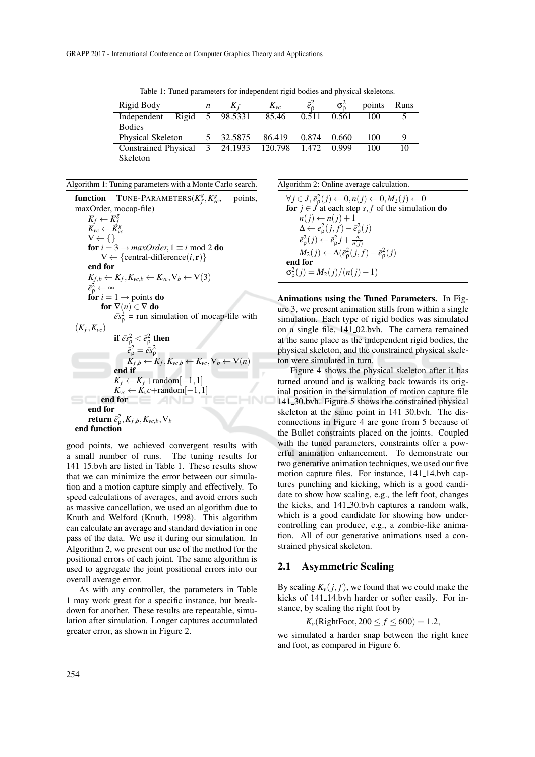Table 1: Tuned parameters for independent rigid bodies and physical skeletons.

| Rigid Body | $n$ | $K_f$ | $K_{vc}$ | $\bar{e}^2_\rho$ | $\sigma^2_\rho$ | points | Runs |
|---|---|---|---|---|---|---|---|
| Independent Rigid Bodies | 5 | 98.5331 | 85.46 | 0.511 | 0.561 | 100 | 5 |
| Physical Skeleton | 5 | 32.5875 | 86.419 | 0.874 | 0.660 | 100 | 9 |
| Constrained Physical Skeleton | 3 | 24.1933 | 120.798 | 1.472 | 0.999 | 100 | 10 |

Algorithm 1: Tuning parameters with a Monte Carlo search.

```
function TUNE-PARAMETERS(K_f^g, K_vc^g, points, maxOrder, mocap-file)
    K_f ← K_f^g
    K_vc ← K_vc^g
    ∇ ← {}
    for i = 3 → maxOrder, 1 ≡ i mod 2 do
        ∇ ← {central-difference(i, r)}
    end for
    K_{f,b} ← K_f, K_{vc,b} ← K_vc, ∇_b ← ∇(3)
    ē²_ρ ← ∞
    for i = 1 → points do
        for ∇(n) ∈ ∇ do
            ēs²_ρ = run simulation of mocap-file with (K_f, K_vc)
            if ēs²_ρ < ē²_ρ then
                ē²_ρ = ēs²_ρ
                K_{f,b} ← K_f, K_{vc,b} ← K_vc, ∇_b ← ∇(n)
            end if
            K_f ← K_f + random[−1, 1]
            K_vc ← K_vc c + random[−1, 1]
        end for
    end for
    return ē²_ρ, K_{f,b}, K_{vc,b}, ∇_b
end function
```

Algorithm 2: Online average calculation.

```
∀j ∈ J, ē²_ρ(j) ← 0, n(j) ← 0, M_2(j) ← 0
for j ∈ J at each step s, f of the simulation do
    n(j) ← n(j) + 1
    Δ ← e²_ρ(j, f) − ē²_ρ(j)
    ē²_ρ(j) ← ē²_ρ j + Δ/n(j)
    M_2(j) ← Δ(ē²_ρ(j, f) − ē²_ρ(j)
end for
σ²_ρ(j) = M_2(j)/(n(j) − 1)
```

good points, we achieved convergent results with a small number of runs. The tuning results for 141_15.bvh are listed in Table 1. These results show that we can minimize the error between our simulation and a motion capture simply and effectively. To speed calculations of averages, and avoid errors such as massive cancellation, we used an algorithm due to Knuth and Welford (Knuth, 1998). This algorithm can calculate an average and standard deviation in one pass of the data. We use it during our simulation. In Algorithm 2, we present our use of the method for the positional errors of each joint. The same algorithm is used to aggregate the joint positional errors into our overall average error.

As with any controller, the parameters in Table 1 may work great for a specific instance, but breakdown for another. These results are repeatable, simulation after simulation. Longer captures accumulated greater error, as shown in Figure 2.

**Animations using the Tuned Parameters.** In Figure 3, we present animation stills from within a single simulation. Each type of rigid bodies was simulated on a single file, 141_02.bvh. The camera remained at the same place as the independent rigid bodies, the physical skeleton, and the constrained physical skeleton were simulated in turn.

Figure 4 shows the physical skeleton after it has turned around and is walking back towards its original position in the simulation of motion capture file 141_30.bvh. Figure 5 shows the constrained physical skeleton at the same point in 141_30.bvh. The disconnections in Figure 4 are gone from 5 because of the Bullet constraints placed on the joints. Coupled with the tuned parameters, constraints offer a powerful animation enhancement. To demonstrate our two generative animation techniques, we used our five motion capture files. For instance, 141_14.bvh captures punching and kicking, which is a good candidate to show how scaling, e.g., the left foot, changes the kicks, and 141_30.bvh captures a random walk, which is a good candidate for showing how undercontrolling can produce, e.g., a zombie-like animation. All of our generative animations used a constrained physical skeleton.

## 2.1 Asymmetric Scaling

By scaling $K_v(j, f)$, we found that we could make the kicks of 141_14.bvh harder or softer easily. For instance, by scaling the right foot by

$$K_v(\text{RightFoot}, 200 \leq f \leq 600) = 1.2,$$

we simulated a harder snap between the right knee and foot, as compared in Figure 6.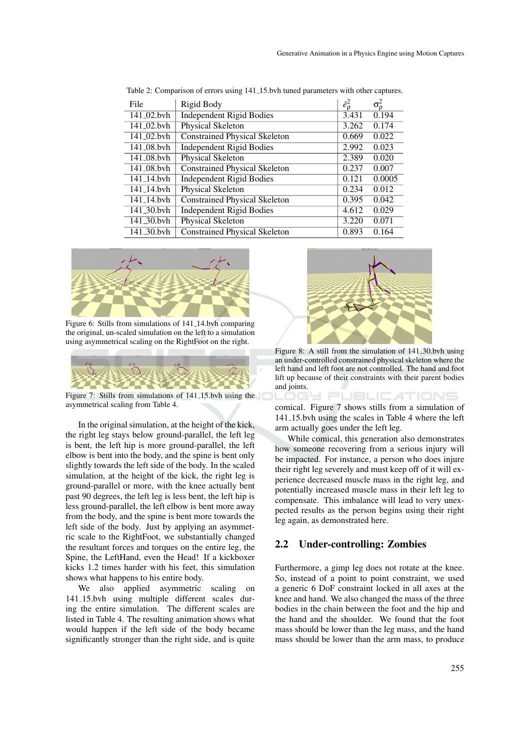Table 2: Comparison of errors using 141_15.bvh tuned parameters with other captures.

| File | Rigid Body | $\bar{e}^2_\rho$ | $\sigma^2_\rho$ |
|---|---|---|---|
| 141_02.bvh | Independent Rigid Bodies | 3.431 | 0.194 |
| 141_02.bvh | Physical Skeleton | 3.262 | 0.174 |
| 141_02.bvh | Constrained Physical Skeleton | 0.669 | 0.022 |
| 141_08.bvh | Independent Rigid Bodies | 2.992 | 0.023 |
| 141_08.bvh | Physical Skeleton | 2.389 | 0.020 |
| 141_08.bvh | Constrained Physical Skeleton | 0.237 | 0.007 |
| 141_14.bvh | Independent Rigid Bodies | 0.121 | 0.0005 |
| 141_14.bvh | Physical Skeleton | 0.234 | 0.012 |
| 141_14.bvh | Constrained Physical Skeleton | 0.395 | 0.042 |
| 141_30.bvh | Independent Rigid Bodies | 4.612 | 0.029 |
| 141_30.bvh | Physical Skeleton | 3.220 | 0.071 |
| 141_30.bvh | Constrained Physical Skeleton | 0.893 | 0.164 |

Figure 6: Stills from simulations of 141_14.bvh comparing the original, un-scaled simulation on the left to a simulation using asymmetrical scaling on the RightFoot on the right.

Figure 7: Stills from simulations of 141_15.bvh using the asymmetrical scaling from Table 4.

In the original simulation, at the height of the kick, the right leg stays below ground-parallel, the left leg is bent, the left hip is more ground-parallel, the left elbow is bent into the body, and the spine is bent only slightly towards the left side of the body. In the scaled simulation, at the height of the kick, the right leg is ground-parallel or more, with the knee actually bent past 90 degrees, the left leg is less bent, the left hip is less ground-parallel, the left elbow is bent more away from the body, and the spine is bent more towards the left side of the body. Just by applying an asymmetric scale to the RightFoot, we substantially changed the resultant forces and torques on the entire leg, the Spine, the LeftHand, even the Head! If a kickboxer kicks 1.2 times harder with his feet, this simulation shows what happens to his entire body.

We also applied asymmetric scaling on 141_15.bvh using multiple different scales during the entire simulation. The different scales are listed in Table 4. The resulting animation shows what would happen if the left side of the body became significantly stronger than the right side, and is quite comical. Figure 7 shows stills from a simulation of 141_15.bvh using the scales in Table 4 where the left arm actually goes under the left leg.

Figure 8: A still from the simulation of 141_30.bvh using an under-controlled constrained physical skeleton where the left hand and left foot are not controlled. The hand and foot lift up because of their constraints with their parent bodies and joints.

While comical, this generation also demonstrates how someone recovering from a serious injury will be impacted. For instance, a person who does injure their right leg severely and must keep off of it will experience decreased muscle mass in the right leg, and potentially increased muscle mass in their left leg to compensate. This imbalance will lead to very unexpected results as the person begins using their right leg again, as demonstrated here.

## 2.2 Under-controlling: Zombies

Furthermore, a gimp leg does not rotate at the knee. So, instead of a point to point constraint, we used a generic 6 DoF constraint locked in all axes at the knee and hand. We also changed the mass of the three bodies in the chain between the foot and the hip and the hand and the shoulder. We found that the foot mass should be lower than the leg mass, and the hand mass should be lower than the arm mass, to produce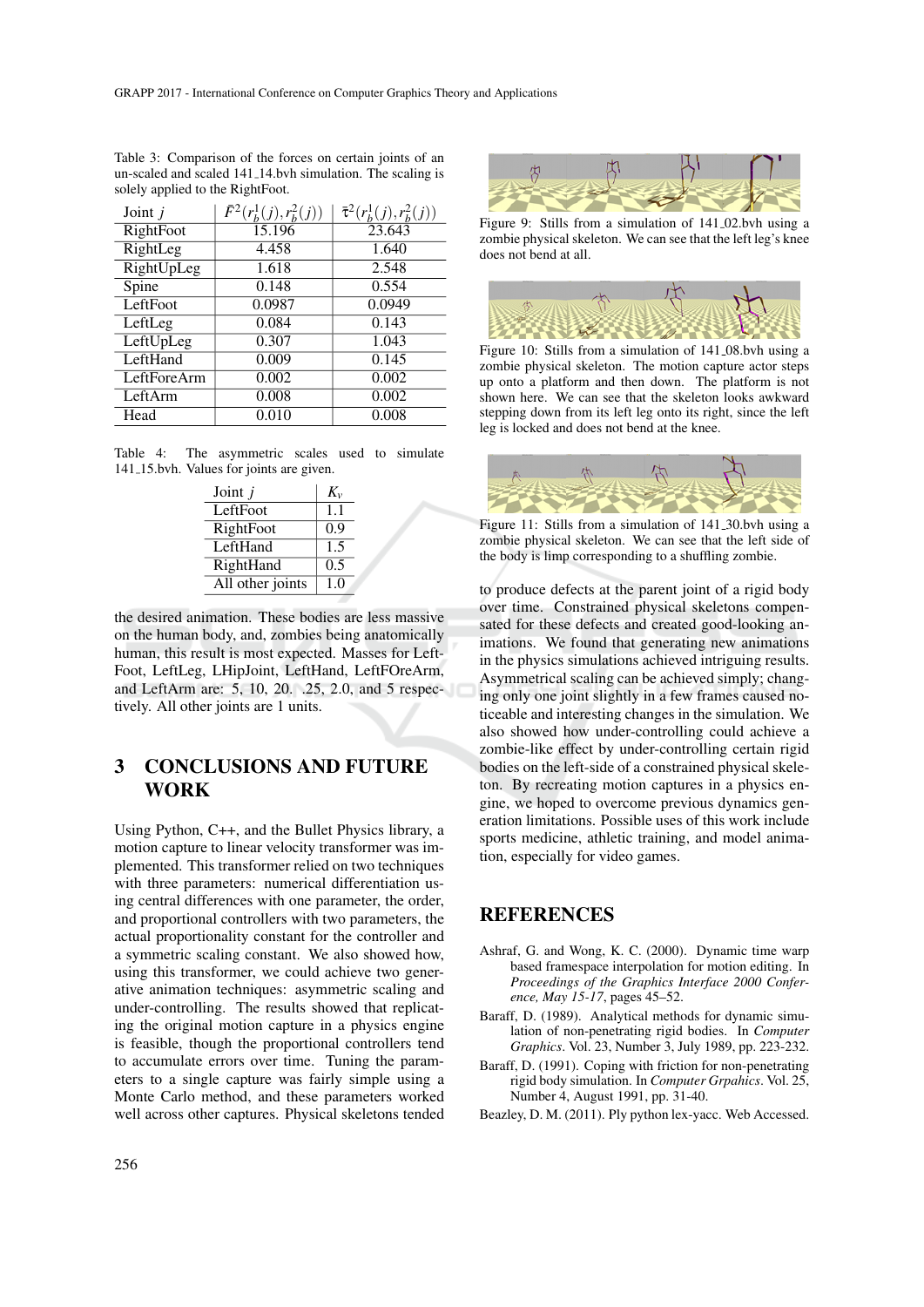Table 3: Comparison of the forces on certain joints of an un-scaled and scaled 141_14.bvh simulation. The scaling is solely applied to the RightFoot.

| Joint $j$ | $\bar{F}^2(r_b^1(j), r_b^2(j))$ | $\bar{\tau}^2(r_b^1(j), r_b^2(j))$ |
|---|---|---|
| RightFoot | 15.196 | 23.643 |
| RightLeg | 4.458 | 1.640 |
| RightUpLeg | 1.618 | 2.548 |
| Spine | 0.148 | 0.554 |
| LeftFoot | 0.0987 | 0.0949 |
| LeftLeg | 0.084 | 0.143 |
| LeftUpLeg | 0.307 | 1.043 |
| LeftHand | 0.009 | 0.145 |
| LeftForeArm | 0.002 | 0.002 |
| LeftArm | 0.008 | 0.002 |
| Head | 0.010 | 0.008 |

Table 4: The asymmetric scales used to simulate 141_15.bvh. Values for joints are given.

| Joint $j$ | $K_v$ |
|---|---|
| LeftFoot | 1.1 |
| RightFoot | 0.9 |
| LeftHand | 1.5 |
| RightHand | 0.5 |
| All other joints | 1.0 |

the desired animation. These bodies are less massive on the human body, and, zombies being anatomically human, this result is most expected. Masses for LeftFoot, LeftLeg, LHipJoint, LeftHand, LeftFOreArm, and LeftArm are: 5, 10, 20. .25, 2.0, and 5 respectively. All other joints are 1 units.

## 3 CONCLUSIONS AND FUTURE WORK

Using Python, C++, and the Bullet Physics library, a motion capture to linear velocity transformer was implemented. This transformer relied on two techniques with three parameters: numerical differentiation using central differences with one parameter, the order, and proportional controllers with two parameters, the actual proportionality constant for the controller and a symmetric scaling constant. We also showed how, using this transformer, we could achieve two generative animation techniques: asymmetric scaling and under-controlling. The results showed that replicating the original motion capture in a physics engine is feasible, though the proportional controllers tend to accumulate errors over time. Tuning the parameters to a single capture was fairly simple using a Monte Carlo method, and these parameters worked well across other captures. Physical skeletons tended to produce defects at the parent joint of a rigid body over time. Constrained physical skeletons compensated for these defects and created good-looking animations. We found that generating new animations in the physics simulations achieved intriguing results. Asymmetrical scaling can be achieved simply; changing only one joint slightly in a few frames caused noticeable and interesting changes in the simulation. We also showed how under-controlling could achieve a zombie-like effect by under-controlling certain rigid bodies on the left-side of a constrained physical skeleton. By recreating motion captures in a physics engine, we hoped to overcome previous dynamics generation limitations. Possible uses of this work include sports medicine, athletic training, and model animation, especially for video games.

Figure 9: Stills from a simulation of 141_02.bvh using a zombie physical skeleton. We can see that the left leg's knee does not bend at all.

Figure 10: Stills from a simulation of 141_08.bvh using a zombie physical skeleton. The motion capture actor steps up onto a platform and then down. The platform is not shown here. We can see that the skeleton looks awkward stepping down from its left leg onto its right, since the left leg is locked and does not bend at the knee.

Figure 11: Stills from a simulation of 141_30.bvh using a zombie physical skeleton. We can see that the left side of the body is limp corresponding to a shuffling zombie.

## REFERENCES

Ashraf, G. and Wong, K. C. (2000). Dynamic time warp based framespace interpolation for motion editing. In *Proceedings of the Graphics Interface 2000 Conference, May 15-17*, pages 45–52.

Baraff, D. (1989). Analytical methods for dynamic simulation of non-penetrating rigid bodies. In *Computer Graphics*. Vol. 23, Number 3, July 1989, pp. 223-232.

Baraff, D. (1991). Coping with friction for non-penetrating rigid body simulation. In *Computer Grpahics*. Vol. 25, Number 4, August 1991, pp. 31-40.

Beazley, D. M. (2011). Ply python lex-yacc. Web Accessed.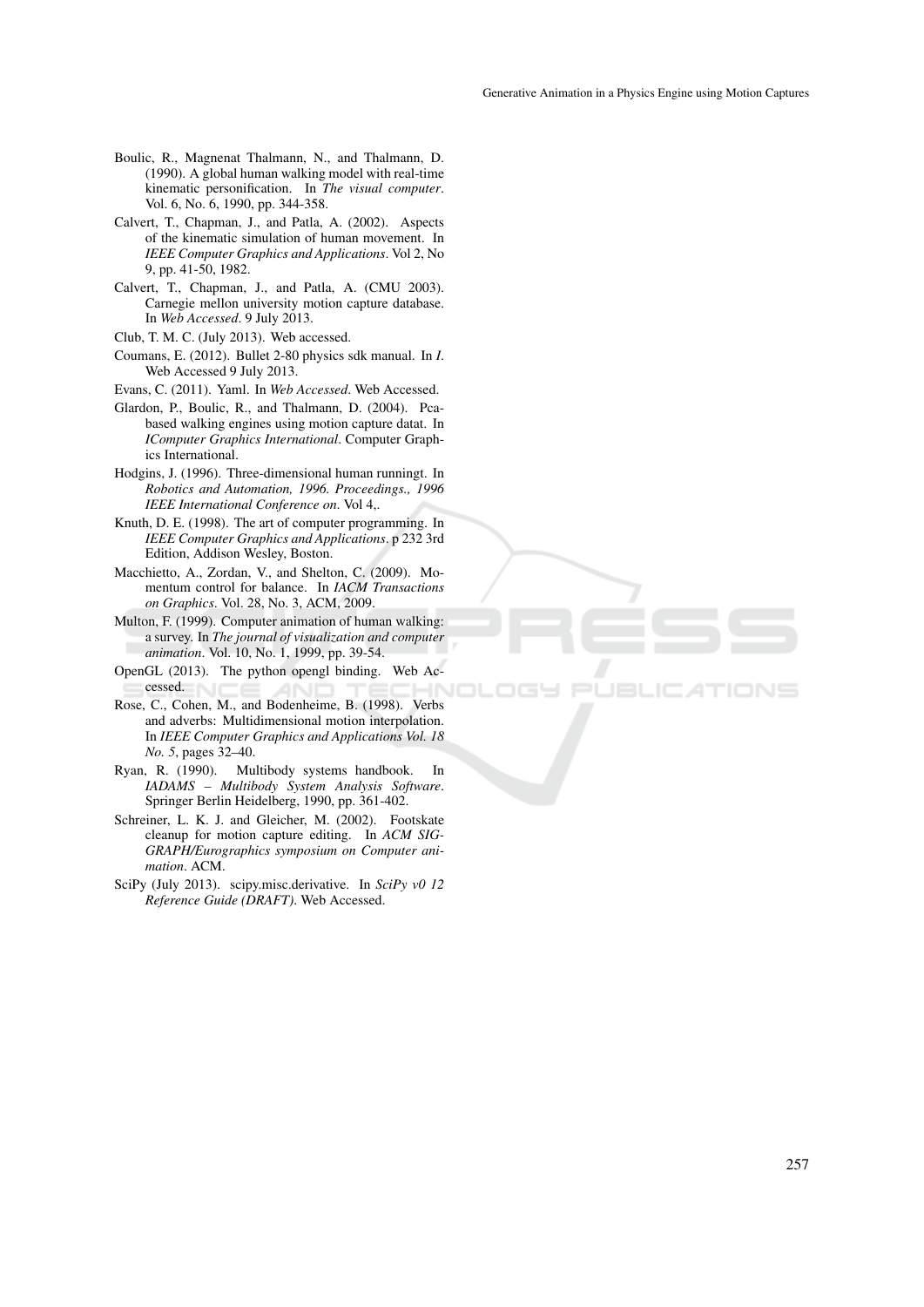Boulic, R., Magnenat Thalmann, N., and Thalmann, D. (1990). A global human walking model with real-time kinematic personification. In *The visual computer*. Vol. 6, No. 6, 1990, pp. 344-358.

Calvert, T., Chapman, J., and Patla, A. (2002). Aspects of the kinematic simulation of human movement. In *IEEE Computer Graphics and Applications*. Vol 2, No 9, pp. 41-50, 1982.

Calvert, T., Chapman, J., and Patla, A. (CMU 2003). Carnegie mellon university motion capture database. In *Web Accessed*. 9 July 2013.

Club, T. M. C. (July 2013). Web accessed.

Coumans, E. (2012). Bullet 2-80 physics sdk manual. In *I*. Web Accessed 9 July 2013.

Evans, C. (2011). Yaml. In *Web Accessed*. Web Accessed.

Glardon, P., Boulic, R., and Thalmann, D. (2004). Pca-based walking engines using motion capture datat. In *IComputer Graphics International*. Computer Graphics International.

Hodgins, J. (1996). Three-dimensional human runningt. In *Robotics and Automation, 1996. Proceedings., 1996 IEEE International Conference on*. Vol 4,.

Knuth, D. E. (1998). The art of computer programming. In *IEEE Computer Graphics and Applications*. p 232 3rd Edition, Addison Wesley, Boston.

Macchietto, A., Zordan, V., and Shelton, C. (2009). Momentum control for balance. In *IACM Transactions on Graphics*. Vol. 28, No. 3, ACM, 2009.

Multon, F. (1999). Computer animation of human walking: a survey. In *The journal of visualization and computer animation*. Vol. 10, No. 1, 1999, pp. 39-54.

OpenGL (2013). The python opengl binding. Web Accessed.

Rose, C., Cohen, M., and Bodenheime, B. (1998). Verbs and adverbs: Multidimensional motion interpolation. In *IEEE Computer Graphics and Applications Vol. 18 No. 5*, pages 32–40.

Ryan, R. (1990). Multibody systems handbook. In *IADAMS – Multibody System Analysis Software*. Springer Berlin Heidelberg, 1990, pp. 361-402.

Schreiner, L. K. J. and Gleicher, M. (2002). Footskate cleanup for motion capture editing. In *ACM SIGGRAPH/Eurographics symposium on Computer animation*. ACM.

SciPy (July 2013). scipy.misc.derivative. In *SciPy v0 12 Reference Guide (DRAFT)*. Web Accessed.